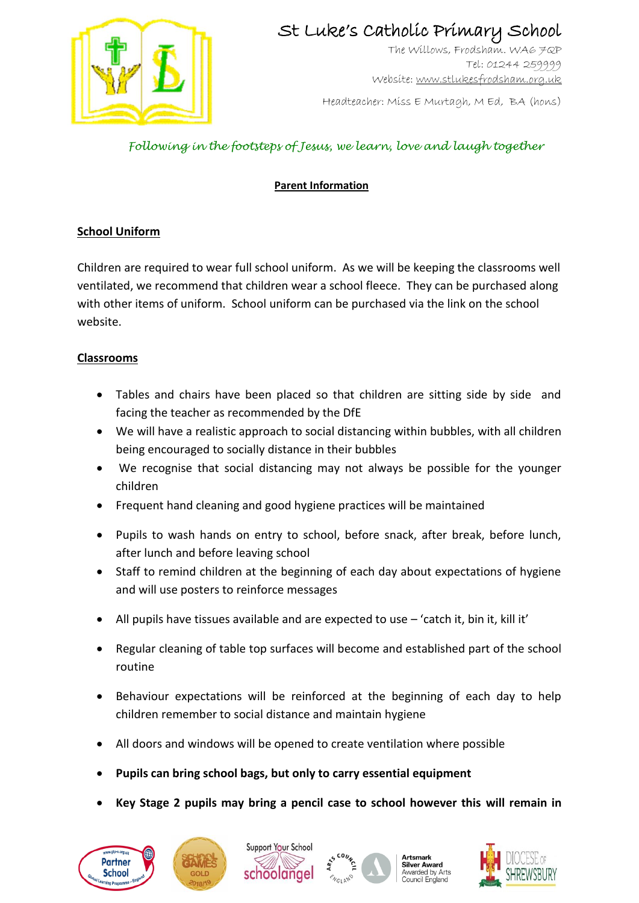# St Luke's Catholic Primary School

The Willows, Frodsham. WA6 7QP
Tel: 01244 259999
Website: www.stlukesfrodsham.org.uk

Headteacher: Miss E Murtagh, M Ed, BA (hons)

*Following in the footsteps of Jesus, we learn, love and laugh together*

## Parent Information

### School Uniform

Children are required to wear full school uniform. As we will be keeping the classrooms well ventilated, we recommend that children wear a school fleece. They can be purchased along with other items of uniform. School uniform can be purchased via the link on the school website.

### Classrooms

- Tables and chairs have been placed so that children are sitting side by side and facing the teacher as recommended by the DfE
- We will have a realistic approach to social distancing within bubbles, with all children being encouraged to socially distance in their bubbles
- We recognise that social distancing may not always be possible for the younger children
- Frequent hand cleaning and good hygiene practices will be maintained
- Pupils to wash hands on entry to school, before snack, after break, before lunch, after lunch and before leaving school
- Staff to remind children at the beginning of each day about expectations of hygiene and will use posters to reinforce messages
- All pupils have tissues available and are expected to use – 'catch it, bin it, kill it'
- Regular cleaning of table top surfaces will become and established part of the school routine
- Behaviour expectations will be reinforced at the beginning of each day to help children remember to social distance and maintain hygiene
- All doors and windows will be opened to create ventilation where possible
- **Pupils can bring school bags, but only to carry essential equipment**
- **Key Stage 2 pupils may bring a pencil case to school however this will remain in**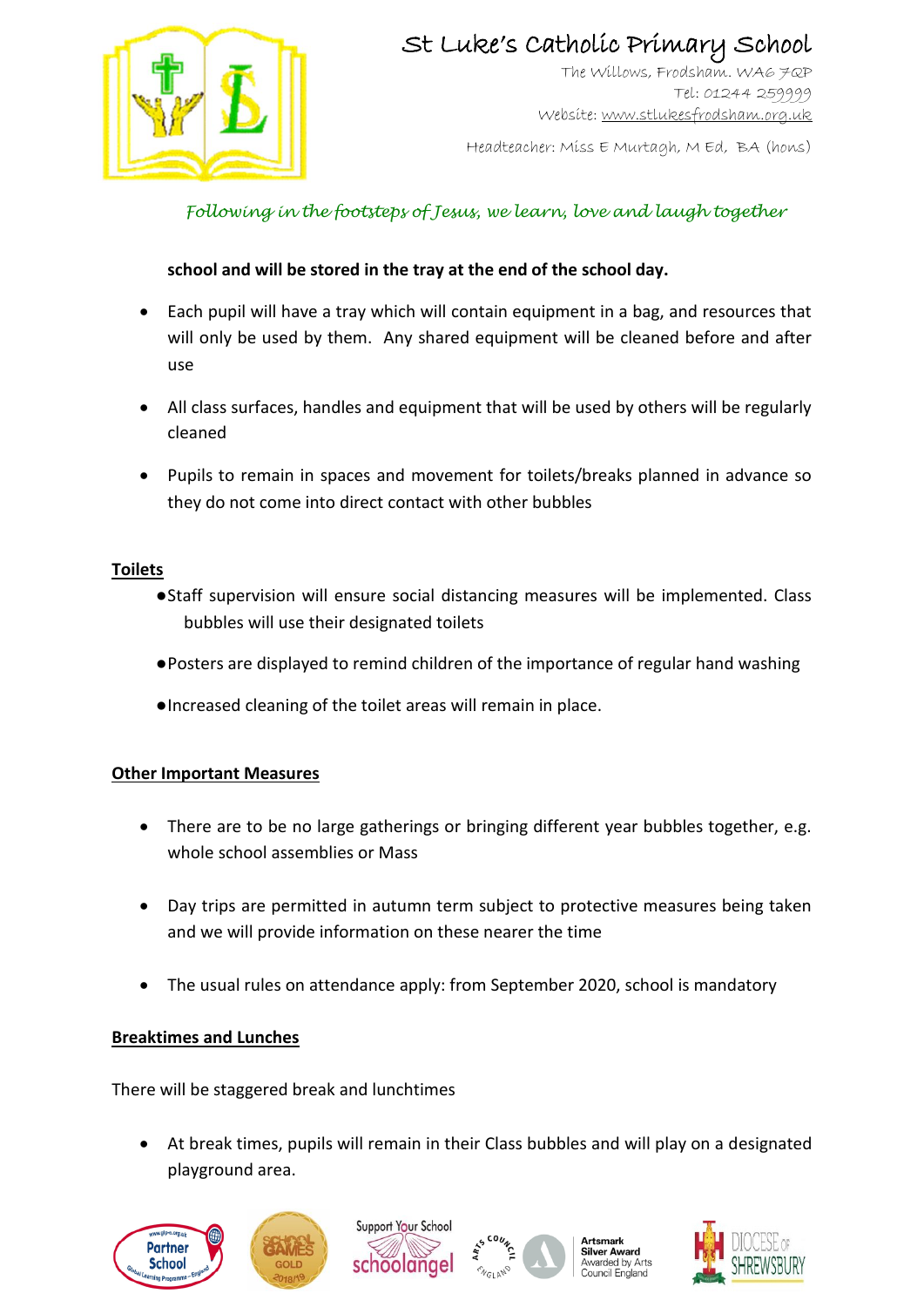**school and will be stored in the tray at the end of the school day.**

- Each pupil will have a tray which will contain equipment in a bag, and resources that will only be used by them. Any shared equipment will be cleaned before and after use
- All class surfaces, handles and equipment that will be used by others will be regularly cleaned
- Pupils to remain in spaces and movement for toilets/breaks planned in advance so they do not come into direct contact with other bubbles

**Toilets**

- Staff supervision will ensure social distancing measures will be implemented. Class bubbles will use their designated toilets
- Posters are displayed to remind children of the importance of regular hand washing
- Increased cleaning of the toilet areas will remain in place.

**Other Important Measures**

- There are to be no large gatherings or bringing different year bubbles together, e.g. whole school assemblies or Mass
- Day trips are permitted in autumn term subject to protective measures being taken and we will provide information on these nearer the time
- The usual rules on attendance apply: from September 2020, school is mandatory

**Breaktimes and Lunches**

There will be staggered break and lunchtimes

- At break times, pupils will remain in their Class bubbles and will play on a designated playground area.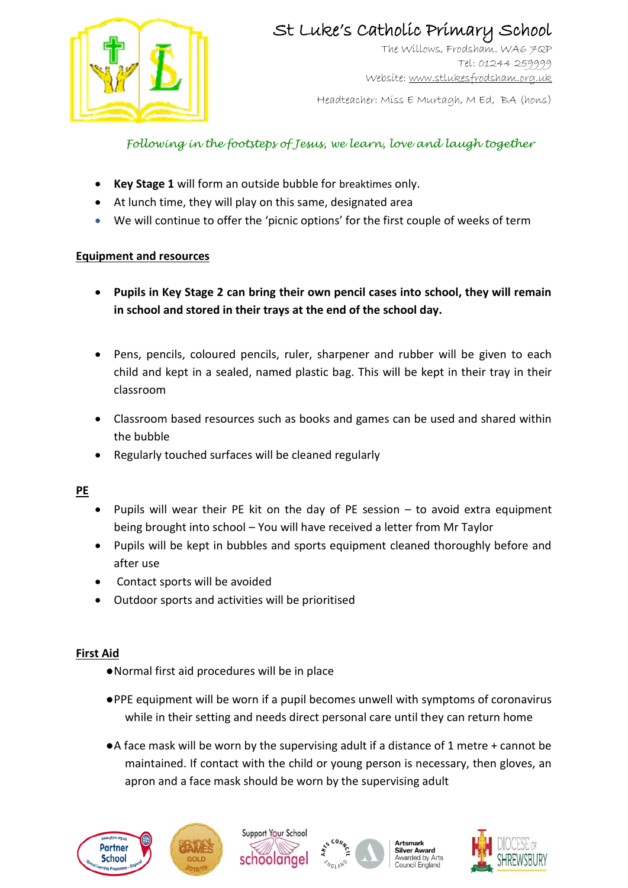- **Key Stage 1** will form an outside bubble for breaktimes only.
- At lunch time, they will play on this same, designated area
- We will continue to offer the 'picnic options' for the first couple of weeks of term

## Equipment and resources

- **Pupils in Key Stage 2 can bring their own pencil cases into school, they will remain in school and stored in their trays at the end of the school day.**

- Pens, pencils, coloured pencils, ruler, sharpener and rubber will be given to each child and kept in a sealed, named plastic bag. This will be kept in their tray in their classroom

- Classroom based resources such as books and games can be used and shared within the bubble
- Regularly touched surfaces will be cleaned regularly

## PE

- Pupils will wear their PE kit on the day of PE session – to avoid extra equipment being brought into school – You will have received a letter from Mr Taylor
- Pupils will be kept in bubbles and sports equipment cleaned thoroughly before and after use
- Contact sports will be avoided
- Outdoor sports and activities will be prioritised

## First Aid

- Normal first aid procedures will be in place

- PPE equipment will be worn if a pupil becomes unwell with symptoms of coronavirus while in their setting and needs direct personal care until they can return home

- A face mask will be worn by the supervising adult if a distance of 1 metre + cannot be maintained. If contact with the child or young person is necessary, then gloves, an apron and a face mask should be worn by the supervising adult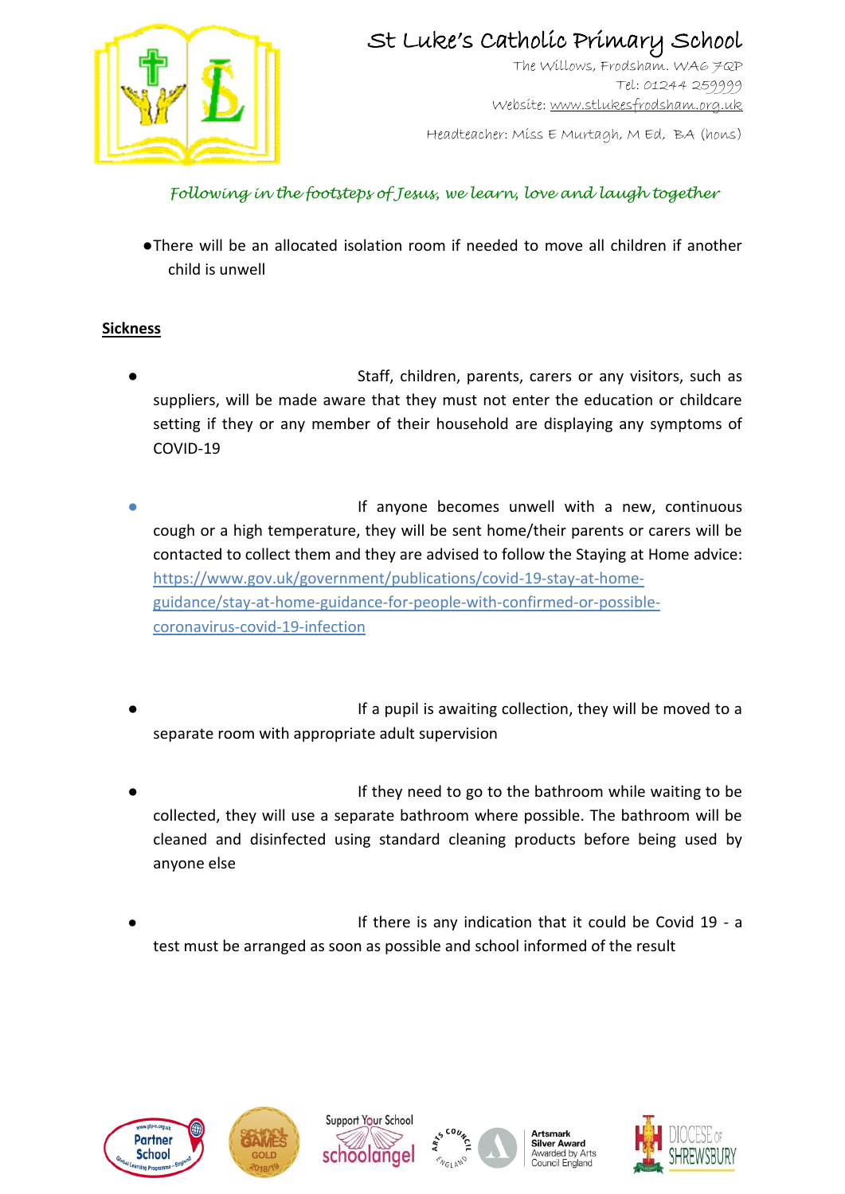- There will be an allocated isolation room if needed to move all children if another child is unwell

**Sickness**

- Staff, children, parents, carers or any visitors, such as suppliers, will be made aware that they must not enter the education or childcare setting if they or any member of their household are displaying any symptoms of COVID-19
- If anyone becomes unwell with a new, continuous cough or a high temperature, they will be sent home/their parents or carers will be contacted to collect them and they are advised to follow the Staying at Home advice: https://www.gov.uk/government/publications/covid-19-stay-at-home-guidance/stay-at-home-guidance-for-people-with-confirmed-or-possible-coronavirus-covid-19-infection
- If a pupil is awaiting collection, they will be moved to a separate room with appropriate adult supervision
- If they need to go to the bathroom while waiting to be collected, they will use a separate bathroom where possible. The bathroom will be cleaned and disinfected using standard cleaning products before being used by anyone else
- If there is any indication that it could be Covid 19 - a test must be arranged as soon as possible and school informed of the result